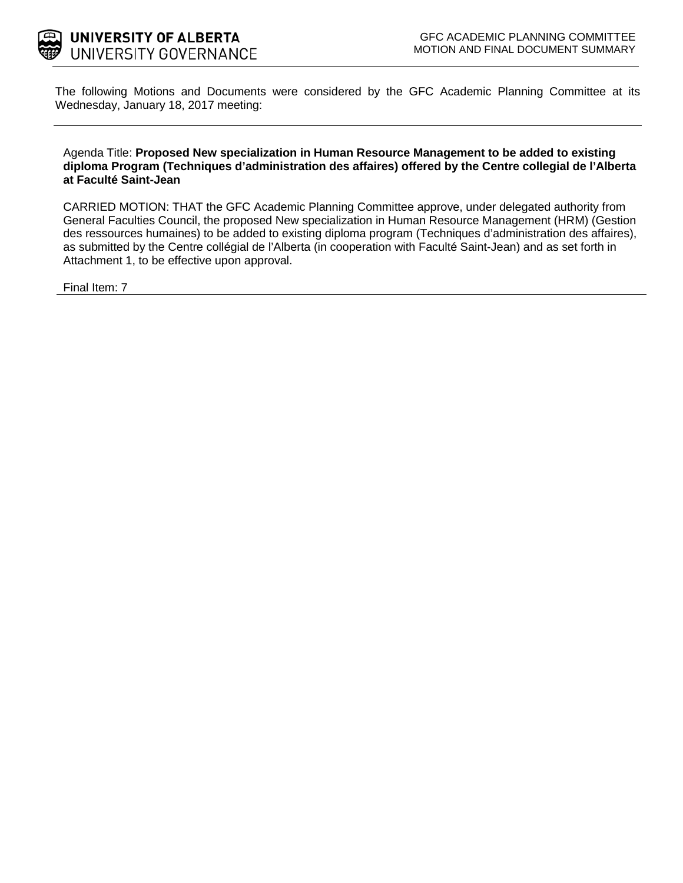UNIVERSITY OF ALBERTA
UNIVERSITY GOVERNANCE

GFC ACADEMIC PLANNING COMMITTEE
MOTION AND FINAL DOCUMENT SUMMARY

The following Motions and Documents were considered by the GFC Academic Planning Committee at its Wednesday, January 18, 2017 meeting:

---

Agenda Title: **Proposed New specialization in Human Resource Management to be added to existing diploma Program (Techniques d'administration des affaires) offered by the Centre collegial de l'Alberta at Faculté Saint-Jean**

CARRIED MOTION: THAT the GFC Academic Planning Committee approve, under delegated authority from General Faculties Council, the proposed New specialization in Human Resource Management (HRM) (Gestion des ressources humaines) to be added to existing diploma program (Techniques d'administration des affaires), as submitted by the Centre collégial de l'Alberta (in cooperation with Faculté Saint-Jean) and as set forth in Attachment 1, to be effective upon approval.

Final Item: 7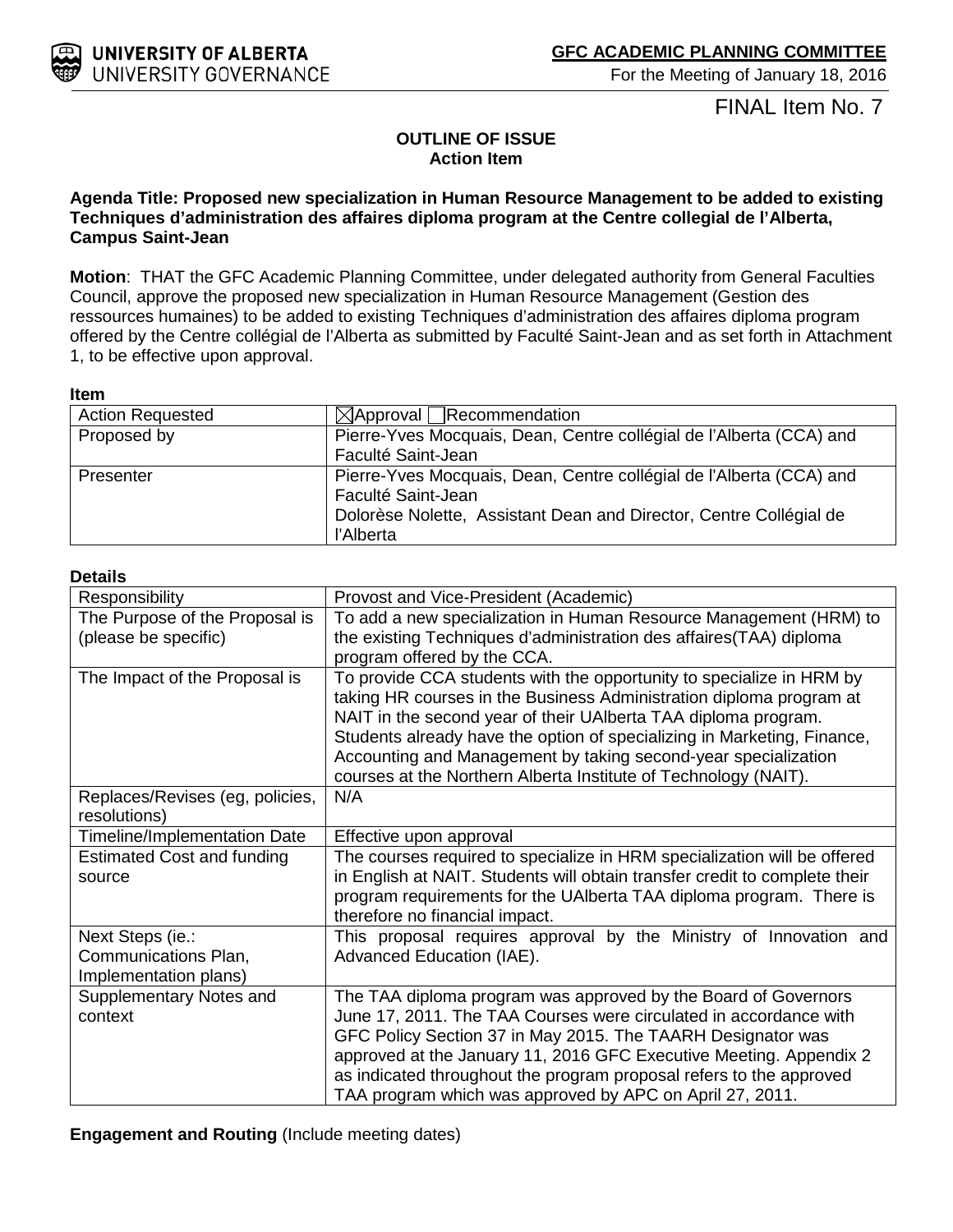UNIVERSITY OF ALBERTA
UNIVERSITY GOVERNANCE

**GFC ACADEMIC PLANNING COMMITTEE**

For the Meeting of January 18, 2016

FINAL Item No. 7

**OUTLINE OF ISSUE**
**Action Item**

**Agenda Title: Proposed new specialization in Human Resource Management to be added to existing Techniques d'administration des affaires diploma program at the Centre collegial de l'Alberta, Campus Saint-Jean**

**Motion**: THAT the GFC Academic Planning Committee, under delegated authority from General Faculties Council, approve the proposed new specialization in Human Resource Management (Gestion des ressources humaines) to be added to existing Techniques d'administration des affaires diploma program offered by the Centre collégial de l'Alberta as submitted by Faculté Saint-Jean and as set forth in Attachment 1, to be effective upon approval.

**Item**

| Action Requested | ☒Approval ☐Recommendation |
|---|---|
| Proposed by | Pierre-Yves Mocquais, Dean, Centre collégial de l'Alberta (CCA) and Faculté Saint-Jean |
| Presenter | Pierre-Yves Mocquais, Dean, Centre collégial de l'Alberta (CCA) and Faculté Saint-Jean<br>Dolorèse Nolette, Assistant Dean and Director, Centre Collégial de l'Alberta |

**Details**

| Responsibility | Provost and Vice-President (Academic) |
|---|---|
| The Purpose of the Proposal is (please be specific) | To add a new specialization in Human Resource Management (HRM) to the existing Techniques d'administration des affaires(TAA) diploma program offered by the CCA. |
| The Impact of the Proposal is | To provide CCA students with the opportunity to specialize in HRM by taking HR courses in the Business Administration diploma program at NAIT in the second year of their UAlberta TAA diploma program. Students already have the option of specializing in Marketing, Finance, Accounting and Management by taking second-year specialization courses at the Northern Alberta Institute of Technology (NAIT). |
| Replaces/Revises (eg, policies, resolutions) | N/A |
| Timeline/Implementation Date | Effective upon approval |
| Estimated Cost and funding source | The courses required to specialize in HRM specialization will be offered in English at NAIT. Students will obtain transfer credit to complete their program requirements for the UAlberta TAA diploma program. There is therefore no financial impact. |
| Next Steps (ie.: Communications Plan, Implementation plans) | This proposal requires approval by the Ministry of Innovation and Advanced Education (IAE). |
| Supplementary Notes and context | The TAA diploma program was approved by the Board of Governors June 17, 2011. The TAA Courses were circulated in accordance with GFC Policy Section 37 in May 2015. The TAARH Designator was approved at the January 11, 2016 GFC Executive Meeting. Appendix 2 as indicated throughout the program proposal refers to the approved TAA program which was approved by APC on April 27, 2011. |

**Engagement and Routing** (Include meeting dates)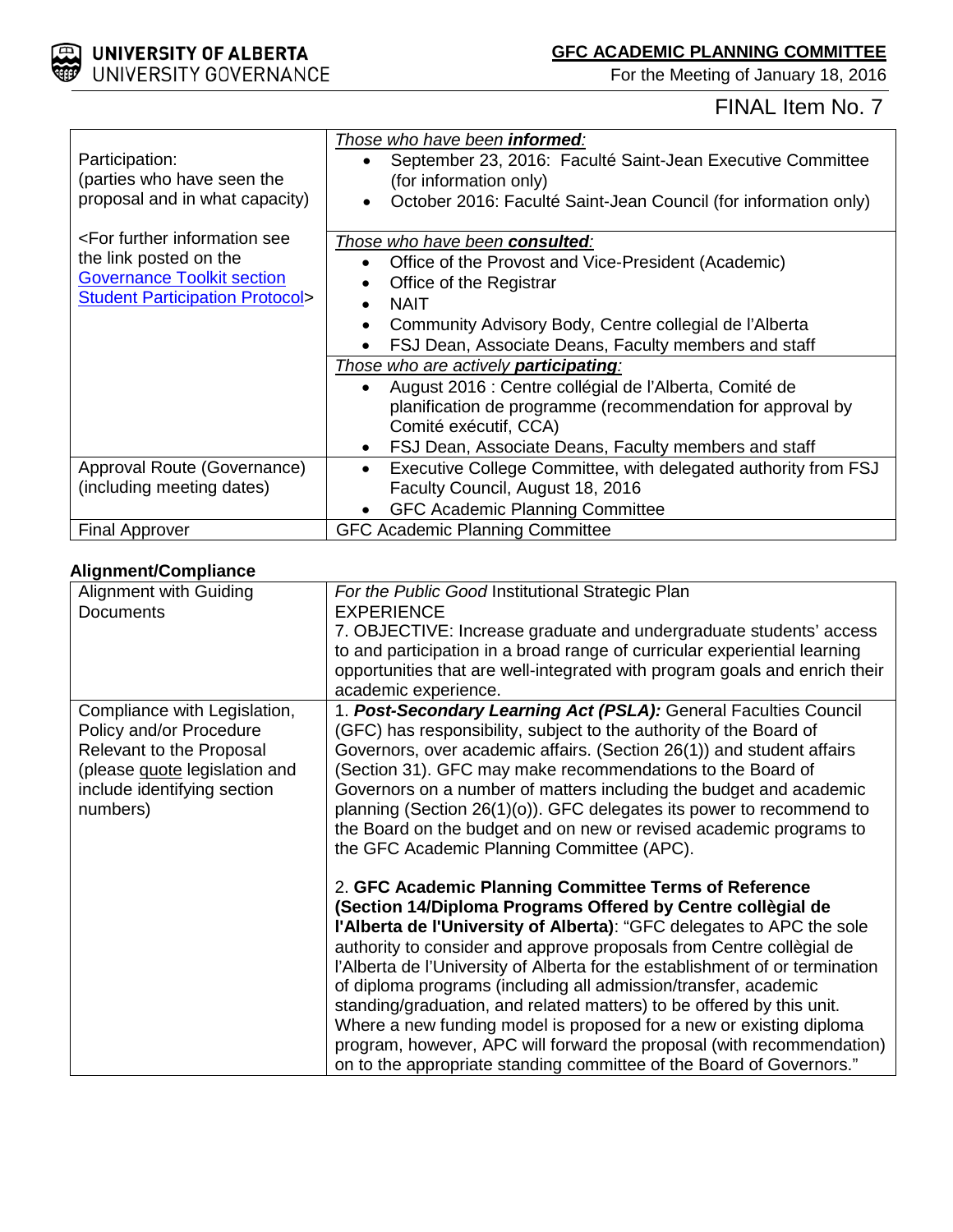| Participation: (parties who have seen the proposal and in what capacity)<br><br><For further information see the link posted on the [Governance Toolkit section Student Participation Protocol]> | *Those who have been* ***informed****:*<br>• September 23, 2016: Faculté Saint-Jean Executive Committee (for information only)<br>• October 2016: Faculté Saint-Jean Council (for information only) |
|---|---|
| | *Those who have been* ***consulted****:*<br>• Office of the Provost and Vice-President (Academic)<br>• Office of the Registrar<br>• NAIT<br>• Community Advisory Body, Centre collegial de l'Alberta<br>• FSJ Dean, Associate Deans, Faculty members and staff |
| | *Those who are actively* ***participating****:*<br>• August 2016 : Centre collégial de l'Alberta, Comité de planification de programme (recommendation for approval by Comité exécutif, CCA)<br>• FSJ Dean, Associate Deans, Faculty members and staff |
| Approval Route (Governance) (including meeting dates) | • Executive College Committee, with delegated authority from FSJ Faculty Council, August 18, 2016<br>• GFC Academic Planning Committee |
| Final Approver | GFC Academic Planning Committee |

**Alignment/Compliance**

| Alignment with Guiding Documents | *For the Public Good* Institutional Strategic Plan<br>EXPERIENCE<br>7. OBJECTIVE: Increase graduate and undergraduate students' access to and participation in a broad range of curricular experiential learning opportunities that are well-integrated with program goals and enrich their academic experience. |
|---|---|
| Compliance with Legislation, Policy and/or Procedure Relevant to the Proposal (please quote legislation and include identifying section numbers) | 1. ***Post-Secondary Learning Act (PSLA):*** General Faculties Council (GFC) has responsibility, subject to the authority of the Board of Governors, over academic affairs. (Section 26(1)) and student affairs (Section 31). GFC may make recommendations to the Board of Governors on a number of matters including the budget and academic planning (Section 26(1)(o)). GFC delegates its power to recommend to the Board on the budget and on new or revised academic programs to the GFC Academic Planning Committee (APC).<br><br>2. **GFC Academic Planning Committee Terms of Reference (Section 14/Diploma Programs Offered by Centre collègial de l'Alberta de l'University of Alberta)**: "GFC delegates to APC the sole authority to consider and approve proposals from Centre collègial de l'Alberta de l'University of Alberta for the establishment of or termination of diploma programs (including all admission/transfer, academic standing/graduation, and related matters) to be offered by this unit. Where a new funding model is proposed for a new or existing diploma program, however, APC will forward the proposal (with recommendation) on to the appropriate standing committee of the Board of Governors." |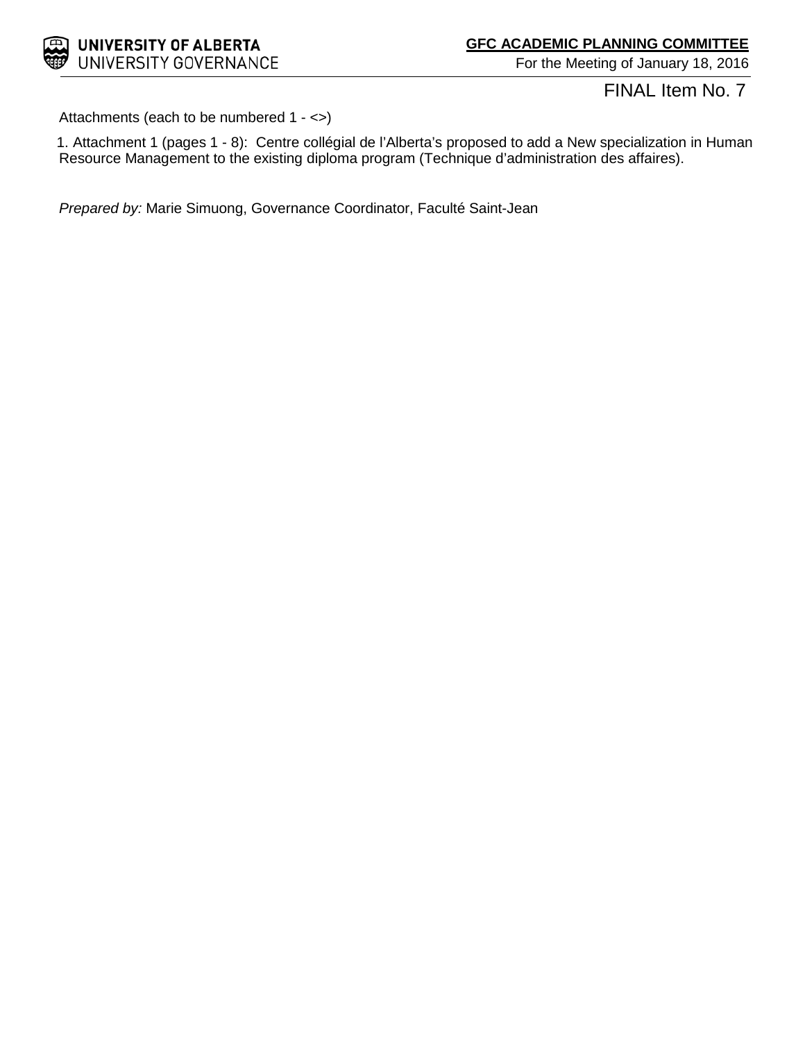FINAL Item No. 7

Attachments (each to be numbered 1 - <>)

1. Attachment 1 (pages 1 - 8): Centre collégial de l'Alberta's proposed to add a New specialization in Human Resource Management to the existing diploma program (Technique d'administration des affaires).

*Prepared by:* Marie Simuong, Governance Coordinator, Faculté Saint-Jean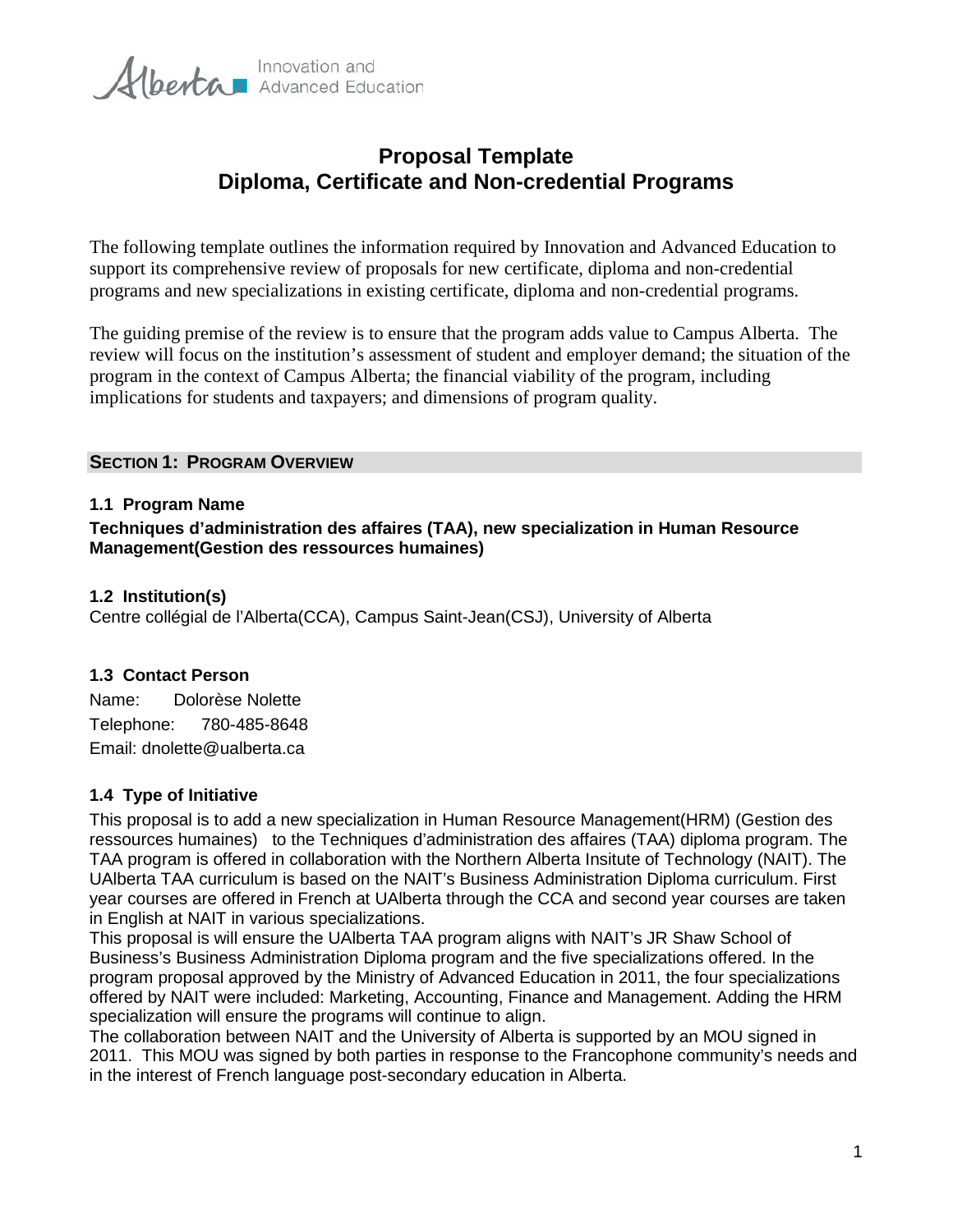Alberta Innovation and Advanced Education

# Proposal Template
# Diploma, Certificate and Non-credential Programs

The following template outlines the information required by Innovation and Advanced Education to support its comprehensive review of proposals for new certificate, diploma and non-credential programs and new specializations in existing certificate, diploma and non-credential programs.

The guiding premise of the review is to ensure that the program adds value to Campus Alberta. The review will focus on the institution's assessment of student and employer demand; the situation of the program in the context of Campus Alberta; the financial viability of the program, including implications for students and taxpayers; and dimensions of program quality.

## SECTION 1: PROGRAM OVERVIEW

### 1.1 Program Name

**Techniques d'administration des affaires (TAA), new specialization in Human Resource Management(Gestion des ressources humaines)**

### 1.2 Institution(s)

Centre collégial de l'Alberta(CCA), Campus Saint-Jean(CSJ), University of Alberta

### 1.3 Contact Person

Name: Dolorèse Nolette
Telephone: 780-485-8648
Email: dnolette@ualberta.ca

### 1.4 Type of Initiative

This proposal is to add a new specialization in Human Resource Management(HRM) (Gestion des ressources humaines) to the Techniques d'administration des affaires (TAA) diploma program. The TAA program is offered in collaboration with the Northern Alberta Insitute of Technology (NAIT). The UAlberta TAA curriculum is based on the NAIT's Business Administration Diploma curriculum. First year courses are offered in French at UAlberta through the CCA and second year courses are taken in English at NAIT in various specializations.

This proposal is will ensure the UAlberta TAA program aligns with NAIT's JR Shaw School of Business's Business Administration Diploma program and the five specializations offered. In the program proposal approved by the Ministry of Advanced Education in 2011, the four specializations offered by NAIT were included: Marketing, Accounting, Finance and Management. Adding the HRM specialization will ensure the programs will continue to align.

The collaboration between NAIT and the University of Alberta is supported by an MOU signed in 2011. This MOU was signed by both parties in response to the Francophone community's needs and in the interest of French language post-secondary education in Alberta.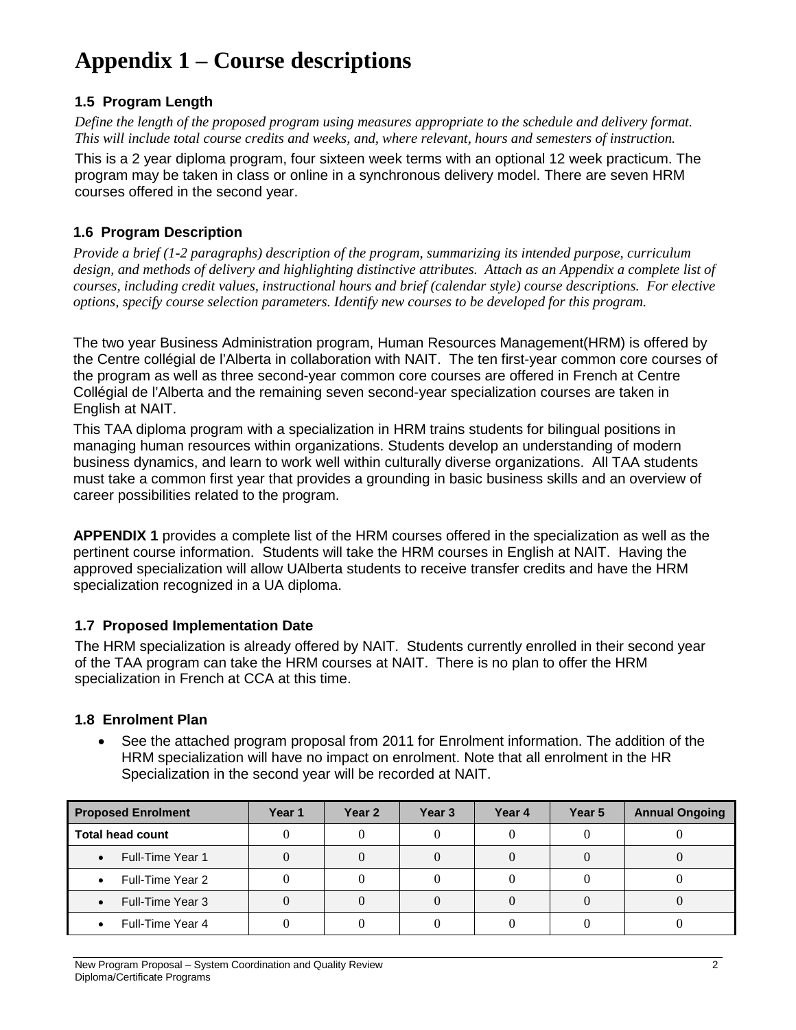# Appendix 1 – Course descriptions

### 1.5 Program Length

*Define the length of the proposed program using measures appropriate to the schedule and delivery format. This will include total course credits and weeks, and, where relevant, hours and semesters of instruction.*

This is a 2 year diploma program, four sixteen week terms with an optional 12 week practicum. The program may be taken in class or online in a synchronous delivery model. There are seven HRM courses offered in the second year.

### 1.6 Program Description

*Provide a brief (1-2 paragraphs) description of the program, summarizing its intended purpose, curriculum design, and methods of delivery and highlighting distinctive attributes. Attach as an Appendix a complete list of courses, including credit values, instructional hours and brief (calendar style) course descriptions. For elective options, specify course selection parameters. Identify new courses to be developed for this program.*

The two year Business Administration program, Human Resources Management(HRM) is offered by the Centre collégial de l'Alberta in collaboration with NAIT. The ten first-year common core courses of the program as well as three second-year common core courses are offered in French at Centre Collégial de l'Alberta and the remaining seven second-year specialization courses are taken in English at NAIT.

This TAA diploma program with a specialization in HRM trains students for bilingual positions in managing human resources within organizations. Students develop an understanding of modern business dynamics, and learn to work well within culturally diverse organizations. All TAA students must take a common first year that provides a grounding in basic business skills and an overview of career possibilities related to the program.

**APPENDIX 1** provides a complete list of the HRM courses offered in the specialization as well as the pertinent course information. Students will take the HRM courses in English at NAIT. Having the approved specialization will allow UAlberta students to receive transfer credits and have the HRM specialization recognized in a UA diploma.

### 1.7 Proposed Implementation Date

The HRM specialization is already offered by NAIT. Students currently enrolled in their second year of the TAA program can take the HRM courses at NAIT. There is no plan to offer the HRM specialization in French at CCA at this time.

### 1.8 Enrolment Plan

- See the attached program proposal from 2011 for Enrolment information. The addition of the HRM specialization will have no impact on enrolment. Note that all enrolment in the HR Specialization in the second year will be recorded at NAIT.

| Proposed Enrolment | Year 1 | Year 2 | Year 3 | Year 4 | Year 5 | Annual Ongoing |
|---|---|---|---|---|---|---|
| Total head count | 0 | 0 | 0 | 0 | 0 | 0 |
| • Full-Time Year 1 | 0 | 0 | 0 | 0 | 0 | 0 |
| • Full-Time Year 2 | 0 | 0 | 0 | 0 | 0 | 0 |
| • Full-Time Year 3 | 0 | 0 | 0 | 0 | 0 | 0 |
| • Full-Time Year 4 | 0 | 0 | 0 | 0 | 0 | 0 |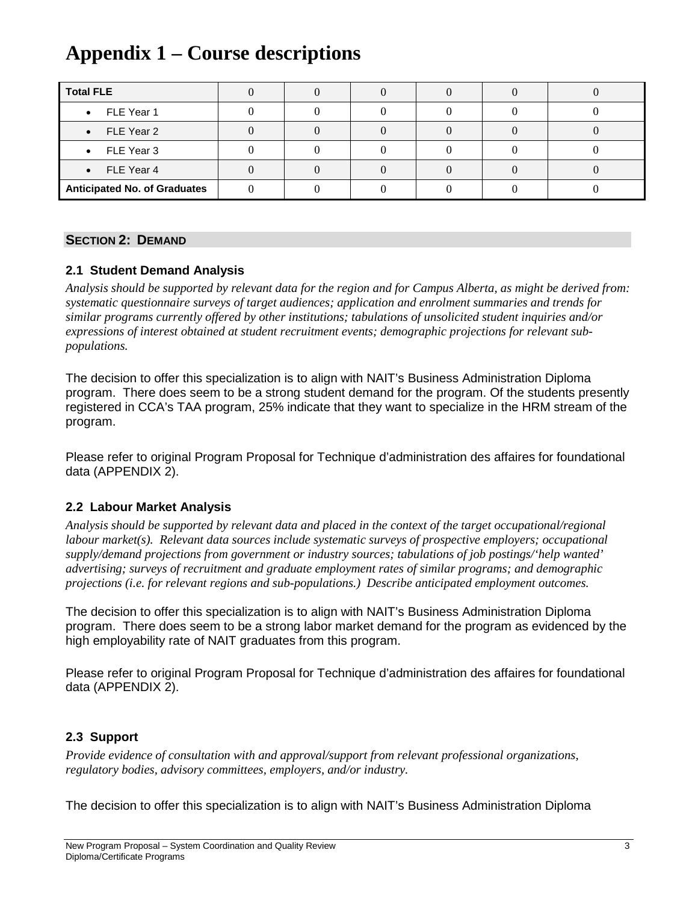# Appendix 1 – Course descriptions

| Total FLE | 0 | 0 | 0 | 0 | 0 | 0 |
|---|---|---|---|---|---|---|
| • FLE Year 1 | 0 | 0 | 0 | 0 | 0 | 0 |
| • FLE Year 2 | 0 | 0 | 0 | 0 | 0 | 0 |
| • FLE Year 3 | 0 | 0 | 0 | 0 | 0 | 0 |
| • FLE Year 4 | 0 | 0 | 0 | 0 | 0 | 0 |
| **Anticipated No. of Graduates** | 0 | 0 | 0 | 0 | 0 | 0 |

## SECTION 2: DEMAND

### 2.1 Student Demand Analysis

*Analysis should be supported by relevant data for the region and for Campus Alberta, as might be derived from: systematic questionnaire surveys of target audiences; application and enrolment summaries and trends for similar programs currently offered by other institutions; tabulations of unsolicited student inquiries and/or expressions of interest obtained at student recruitment events; demographic projections for relevant sub-populations.*

The decision to offer this specialization is to align with NAIT's Business Administration Diploma program. There does seem to be a strong student demand for the program. Of the students presently registered in CCA's TAA program, 25% indicate that they want to specialize in the HRM stream of the program.

Please refer to original Program Proposal for Technique d'administration des affaires for foundational data (APPENDIX 2).

### 2.2 Labour Market Analysis

*Analysis should be supported by relevant data and placed in the context of the target occupational/regional labour market(s). Relevant data sources include systematic surveys of prospective employers; occupational supply/demand projections from government or industry sources; tabulations of job postings/'help wanted' advertising; surveys of recruitment and graduate employment rates of similar programs; and demographic projections (i.e. for relevant regions and sub-populations.) Describe anticipated employment outcomes.*

The decision to offer this specialization is to align with NAIT's Business Administration Diploma program. There does seem to be a strong labor market demand for the program as evidenced by the high employability rate of NAIT graduates from this program.

Please refer to original Program Proposal for Technique d'administration des affaires for foundational data (APPENDIX 2).

### 2.3 Support

*Provide evidence of consultation with and approval/support from relevant professional organizations, regulatory bodies, advisory committees, employers, and/or industry.*

The decision to offer this specialization is to align with NAIT's Business Administration Diploma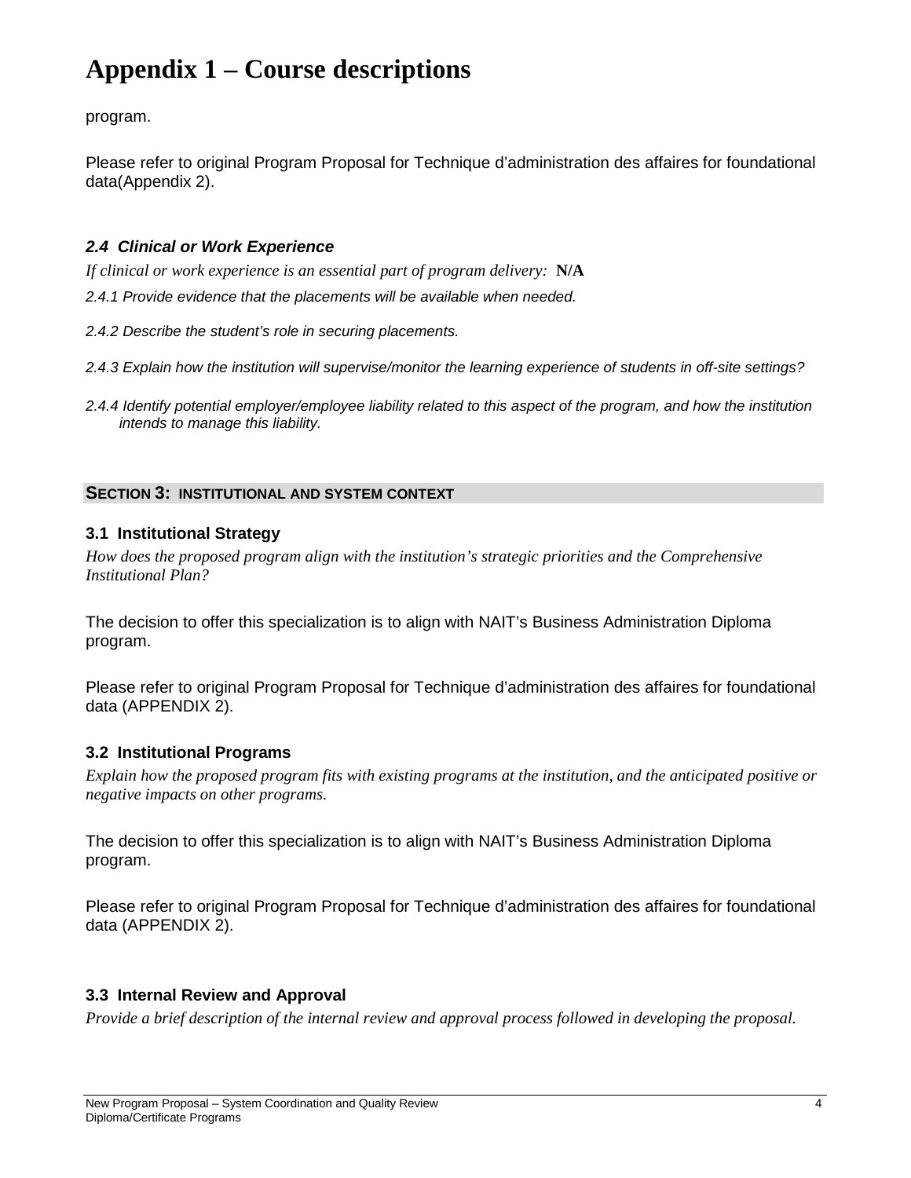# Appendix 1 – Course descriptions

program.

Please refer to original Program Proposal for Technique d'administration des affaires for foundational data(Appendix 2).

### *2.4 Clinical or Work Experience*

*If clinical or work experience is an essential part of program delivery:* **N/A**

*2.4.1 Provide evidence that the placements will be available when needed.*

*2.4.2 Describe the student's role in securing placements.*

*2.4.3 Explain how the institution will supervise/monitor the learning experience of students in off-site settings?*

*2.4.4 Identify potential employer/employee liability related to this aspect of the program, and how the institution intends to manage this liability.*

## SECTION 3: INSTITUTIONAL AND SYSTEM CONTEXT

### 3.1 Institutional Strategy

*How does the proposed program align with the institution's strategic priorities and the Comprehensive Institutional Plan?*

The decision to offer this specialization is to align with NAIT's Business Administration Diploma program.

Please refer to original Program Proposal for Technique d'administration des affaires for foundational data (APPENDIX 2).

### 3.2 Institutional Programs

*Explain how the proposed program fits with existing programs at the institution, and the anticipated positive or negative impacts on other programs.*

The decision to offer this specialization is to align with NAIT's Business Administration Diploma program.

Please refer to original Program Proposal for Technique d'administration des affaires for foundational data (APPENDIX 2).

### 3.3 Internal Review and Approval

*Provide a brief description of the internal review and approval process followed in developing the proposal.*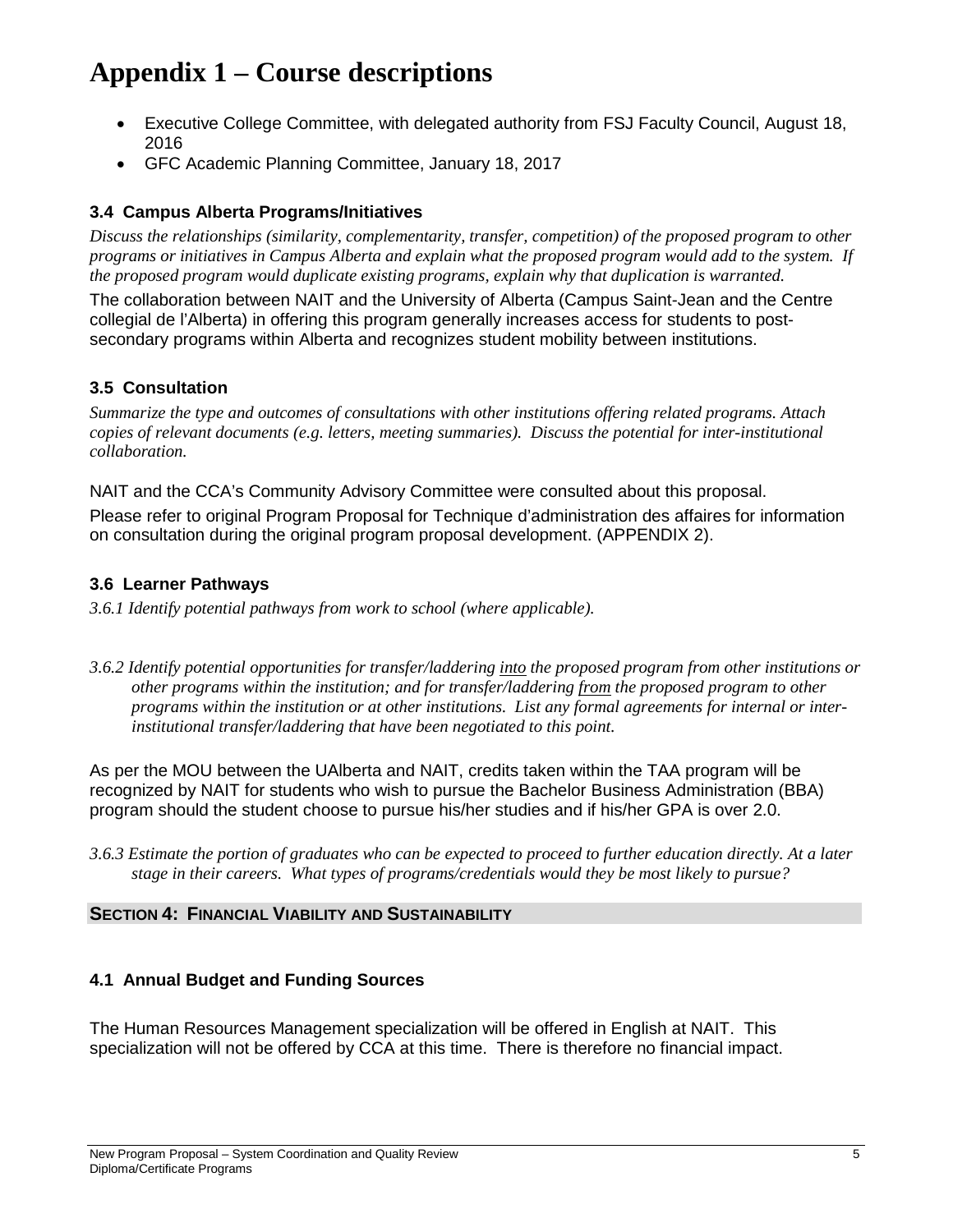# Appendix 1 – Course descriptions

- Executive College Committee, with delegated authority from FSJ Faculty Council, August 18, 2016
- GFC Academic Planning Committee, January 18, 2017

### 3.4 Campus Alberta Programs/Initiatives

*Discuss the relationships (similarity, complementarity, transfer, competition) of the proposed program to other programs or initiatives in Campus Alberta and explain what the proposed program would add to the system. If the proposed program would duplicate existing programs, explain why that duplication is warranted.*

The collaboration between NAIT and the University of Alberta (Campus Saint-Jean and the Centre collegial de l'Alberta) in offering this program generally increases access for students to post-secondary programs within Alberta and recognizes student mobility between institutions.

### 3.5 Consultation

*Summarize the type and outcomes of consultations with other institutions offering related programs. Attach copies of relevant documents (e.g. letters, meeting summaries). Discuss the potential for inter-institutional collaboration.*

NAIT and the CCA's Community Advisory Committee were consulted about this proposal.

Please refer to original Program Proposal for Technique d'administration des affaires for information on consultation during the original program proposal development. (APPENDIX 2).

### 3.6 Learner Pathways

*3.6.1 Identify potential pathways from work to school (where applicable).*

*3.6.2 Identify potential opportunities for transfer/laddering <u>into</u> the proposed program from other institutions or other programs within the institution; and for transfer/laddering <u>from</u> the proposed program to other programs within the institution or at other institutions. List any formal agreements for internal or inter-institutional transfer/laddering that have been negotiated to this point.*

As per the MOU between the UAlberta and NAIT, credits taken within the TAA program will be recognized by NAIT for students who wish to pursue the Bachelor Business Administration (BBA) program should the student choose to pursue his/her studies and if his/her GPA is over 2.0.

*3.6.3 Estimate the portion of graduates who can be expected to proceed to further education directly. At a later stage in their careers. What types of programs/credentials would they be most likely to pursue?*

## SECTION 4: FINANCIAL VIABILITY AND SUSTAINABILITY

### 4.1 Annual Budget and Funding Sources

The Human Resources Management specialization will be offered in English at NAIT. This specialization will not be offered by CCA at this time. There is therefore no financial impact.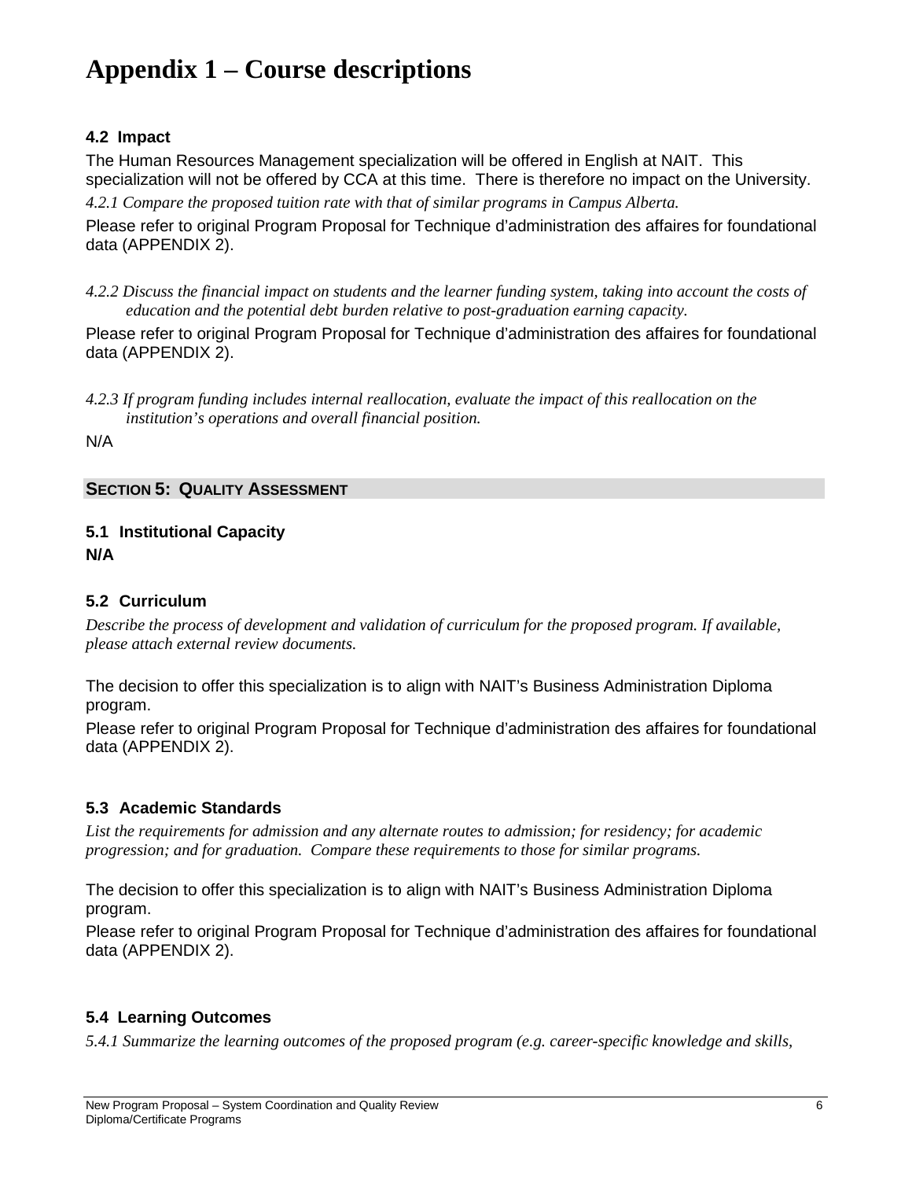# Appendix 1 – Course descriptions

### 4.2 Impact

The Human Resources Management specialization will be offered in English at NAIT. This specialization will not be offered by CCA at this time. There is therefore no impact on the University.

*4.2.1 Compare the proposed tuition rate with that of similar programs in Campus Alberta.*

Please refer to original Program Proposal for Technique d'administration des affaires for foundational data (APPENDIX 2).

*4.2.2 Discuss the financial impact on students and the learner funding system, taking into account the costs of education and the potential debt burden relative to post-graduation earning capacity.*

Please refer to original Program Proposal for Technique d'administration des affaires for foundational data (APPENDIX 2).

*4.2.3 If program funding includes internal reallocation, evaluate the impact of this reallocation on the institution's operations and overall financial position.*

N/A

## SECTION 5: QUALITY ASSESSMENT

### 5.1 Institutional Capacity

**N/A**

### 5.2 Curriculum

*Describe the process of development and validation of curriculum for the proposed program. If available, please attach external review documents.*

The decision to offer this specialization is to align with NAIT's Business Administration Diploma program.

Please refer to original Program Proposal for Technique d'administration des affaires for foundational data (APPENDIX 2).

### 5.3 Academic Standards

*List the requirements for admission and any alternate routes to admission; for residency; for academic progression; and for graduation. Compare these requirements to those for similar programs.*

The decision to offer this specialization is to align with NAIT's Business Administration Diploma program.

Please refer to original Program Proposal for Technique d'administration des affaires for foundational data (APPENDIX 2).

### 5.4 Learning Outcomes

*5.4.1 Summarize the learning outcomes of the proposed program (e.g. career-specific knowledge and skills,*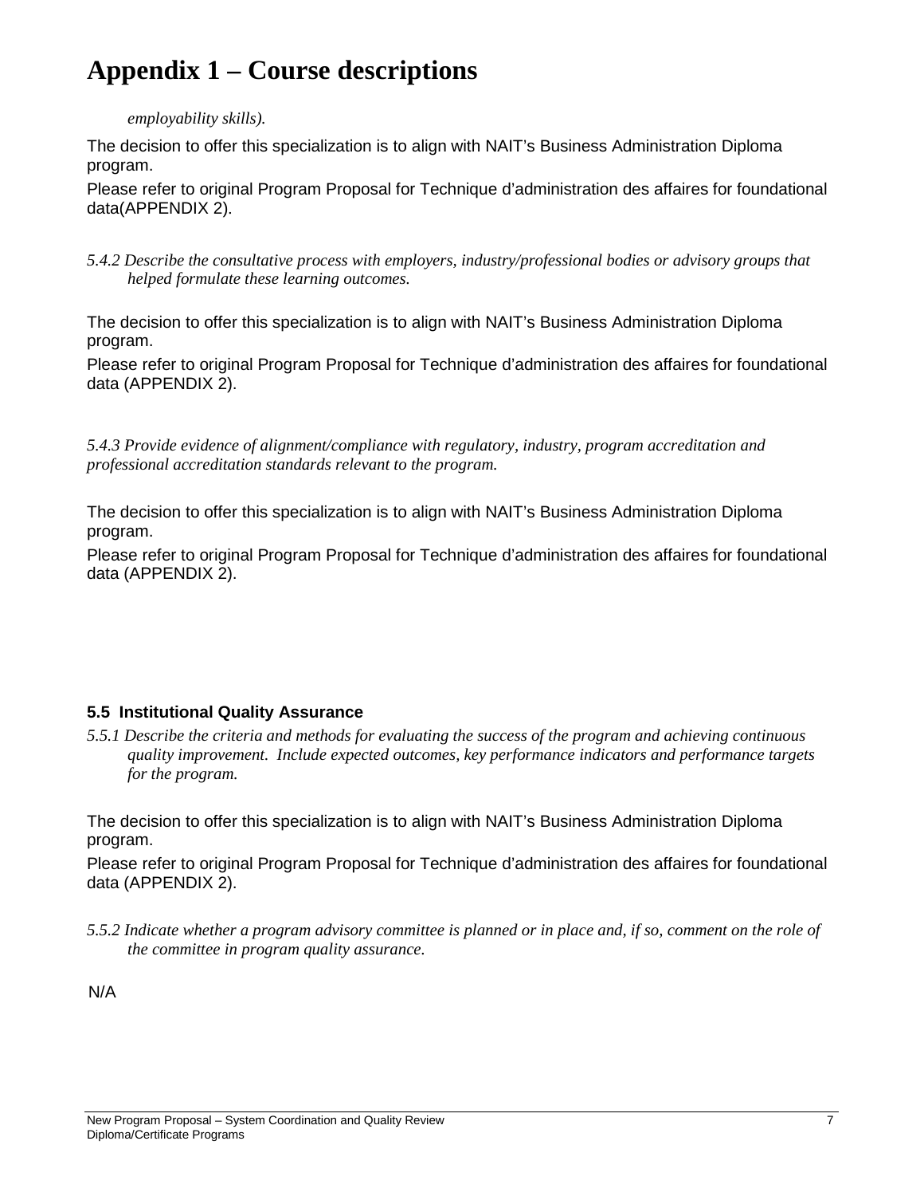# Appendix 1 – Course descriptions

*employability skills).*

The decision to offer this specialization is to align with NAIT's Business Administration Diploma program.

Please refer to original Program Proposal for Technique d'administration des affaires for foundational data(APPENDIX 2).

*5.4.2 Describe the consultative process with employers, industry/professional bodies or advisory groups that helped formulate these learning outcomes.*

The decision to offer this specialization is to align with NAIT's Business Administration Diploma program.

Please refer to original Program Proposal for Technique d'administration des affaires for foundational data (APPENDIX 2).

*5.4.3 Provide evidence of alignment/compliance with regulatory, industry, program accreditation and professional accreditation standards relevant to the program.*

The decision to offer this specialization is to align with NAIT's Business Administration Diploma program.

Please refer to original Program Proposal for Technique d'administration des affaires for foundational data (APPENDIX 2).

### 5.5 Institutional Quality Assurance

*5.5.1 Describe the criteria and methods for evaluating the success of the program and achieving continuous quality improvement. Include expected outcomes, key performance indicators and performance targets for the program.*

The decision to offer this specialization is to align with NAIT's Business Administration Diploma program.

Please refer to original Program Proposal for Technique d'administration des affaires for foundational data (APPENDIX 2).

*5.5.2 Indicate whether a program advisory committee is planned or in place and, if so, comment on the role of the committee in program quality assurance.*

N/A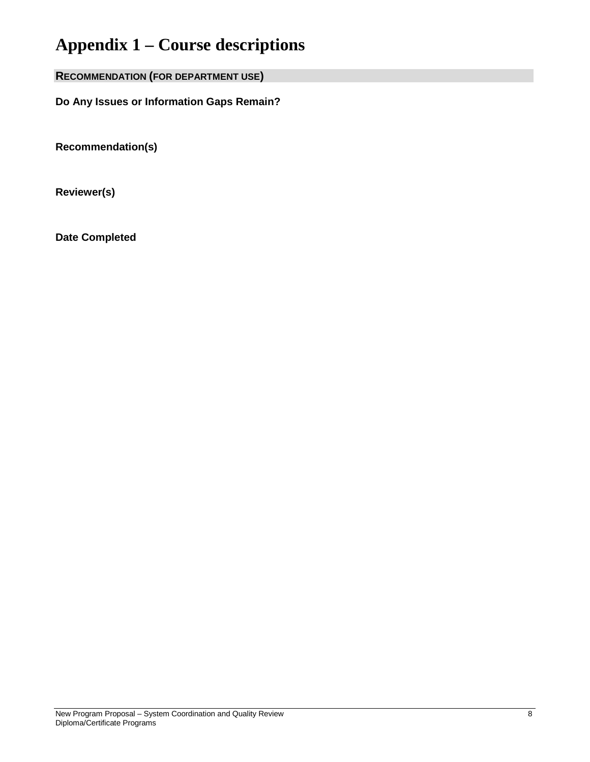# Appendix 1 – Course descriptions

## RECOMMENDATION (FOR DEPARTMENT USE)

**Do Any Issues or Information Gaps Remain?**

**Recommendation(s)**

**Reviewer(s)**

**Date Completed**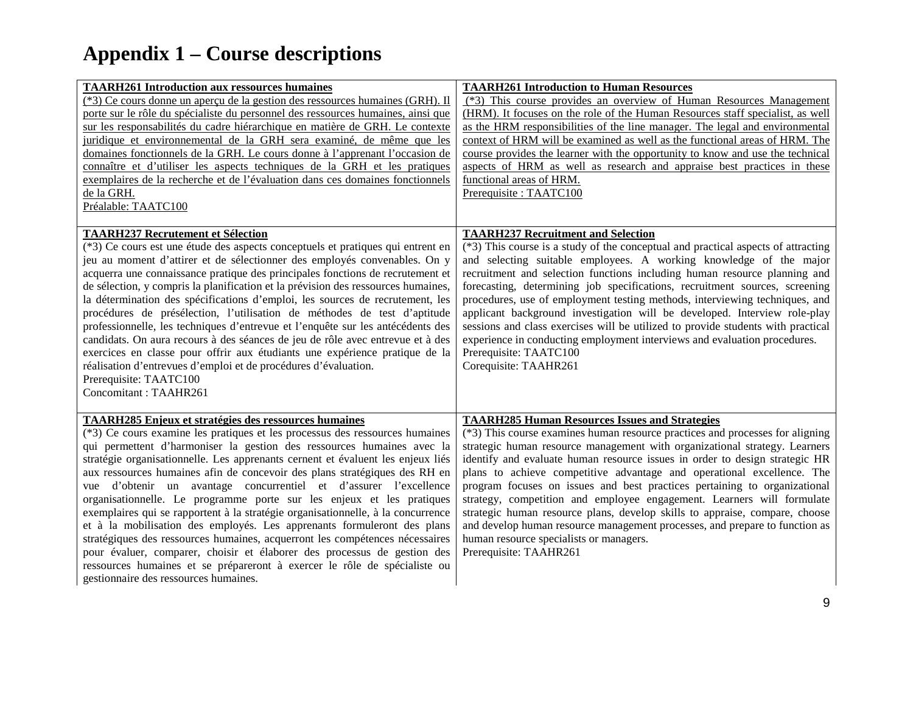# Appendix 1 – Course descriptions

| | |
|---|---|
| **TAARH261 Introduction aux ressources humaines**<br>(*3) Ce cours donne un aperçu de la gestion des ressources humaines (GRH). Il porte sur le rôle du spécialiste du personnel des ressources humaines, ainsi que sur les responsabilités du cadre hiérarchique en matière de GRH. Le contexte juridique et environnemental de la GRH sera examiné, de même que les domaines fonctionnels de la GRH. Le cours donne à l'apprenant l'occasion de connaître et d'utiliser les aspects techniques de la GRH et les pratiques exemplaires de la recherche et de l'évaluation dans ces domaines fonctionnels de la GRH.<br>Préalable: TAATC100 | **TAARH261 Introduction to Human Resources**<br>(*3) This course provides an overview of Human Resources Management (HRM). It focuses on the role of the Human Resources staff specialist, as well as the HRM responsibilities of the line manager. The legal and environmental context of HRM will be examined as well as the functional areas of HRM. The course provides the learner with the opportunity to know and use the technical aspects of HRM as well as research and appraise best practices in these functional areas of HRM.<br>Prerequisite : TAATC100 |
| **TAARH237 Recrutement et Sélection**<br>(*3) Ce cours est une étude des aspects conceptuels et pratiques qui entrent en jeu au moment d'attirer et de sélectionner des employés convenables. On y acquerra une connaissance pratique des principales fonctions de recrutement et de sélection, y compris la planification et la prévision des ressources humaines, la détermination des spécifications d'emploi, les sources de recrutement, les procédures de présélection, l'utilisation de méthodes de test d'aptitude professionnelle, les techniques d'entrevue et l'enquête sur les antécédents des candidats. On aura recours à des séances de jeu de rôle avec entrevue et à des exercices en classe pour offrir aux étudiants une expérience pratique de la réalisation d'entrevues d'emploi et de procédures d'évaluation.<br>Prerequisite: TAATC100<br>Concomitant : TAAHR261 | **TAARH237 Recruitment and Selection**<br>(*3) This course is a study of the conceptual and practical aspects of attracting and selecting suitable employees. A working knowledge of the major recruitment and selection functions including human resource planning and forecasting, determining job specifications, recruitment sources, screening procedures, use of employment testing methods, interviewing techniques, and applicant background investigation will be developed. Interview role-play sessions and class exercises will be utilized to provide students with practical experience in conducting employment interviews and evaluation procedures.<br>Prerequisite: TAATC100<br>Corequisite: TAAHR261 |
| **TAARH285 Enjeux et stratégies des ressources humaines**<br>(*3) Ce cours examine les pratiques et les processus des ressources humaines qui permettent d'harmoniser la gestion des ressources humaines avec la stratégie organisationnelle. Les apprenants cernent et évaluent les enjeux liés aux ressources humaines afin de concevoir des plans stratégiques des RH en vue d'obtenir un avantage concurrentiel et d'assurer l'excellence organisationnelle. Le programme porte sur les enjeux et les pratiques exemplaires qui se rapportent à la stratégie organisationnelle, à la concurrence et à la mobilisation des employés. Les apprenants formuleront des plans stratégiques des ressources humaines, acquerront les compétences nécessaires pour évaluer, comparer, choisir et élaborer des processus de gestion des ressources humaines et se prépareront à exercer le rôle de spécialiste ou gestionnaire des ressources humaines. | **TAARH285 Human Resources Issues and Strategies**<br>(*3) This course examines human resource practices and processes for aligning strategic human resource management with organizational strategy. Learners identify and evaluate human resource issues in order to design strategic HR plans to achieve competitive advantage and operational excellence. The program focuses on issues and best practices pertaining to organizational strategy, competition and employee engagement. Learners will formulate strategic human resource plans, develop skills to appraise, compare, choose and develop human resource management processes, and prepare to function as human resource specialists or managers.<br>Prerequisite: TAAHR261 |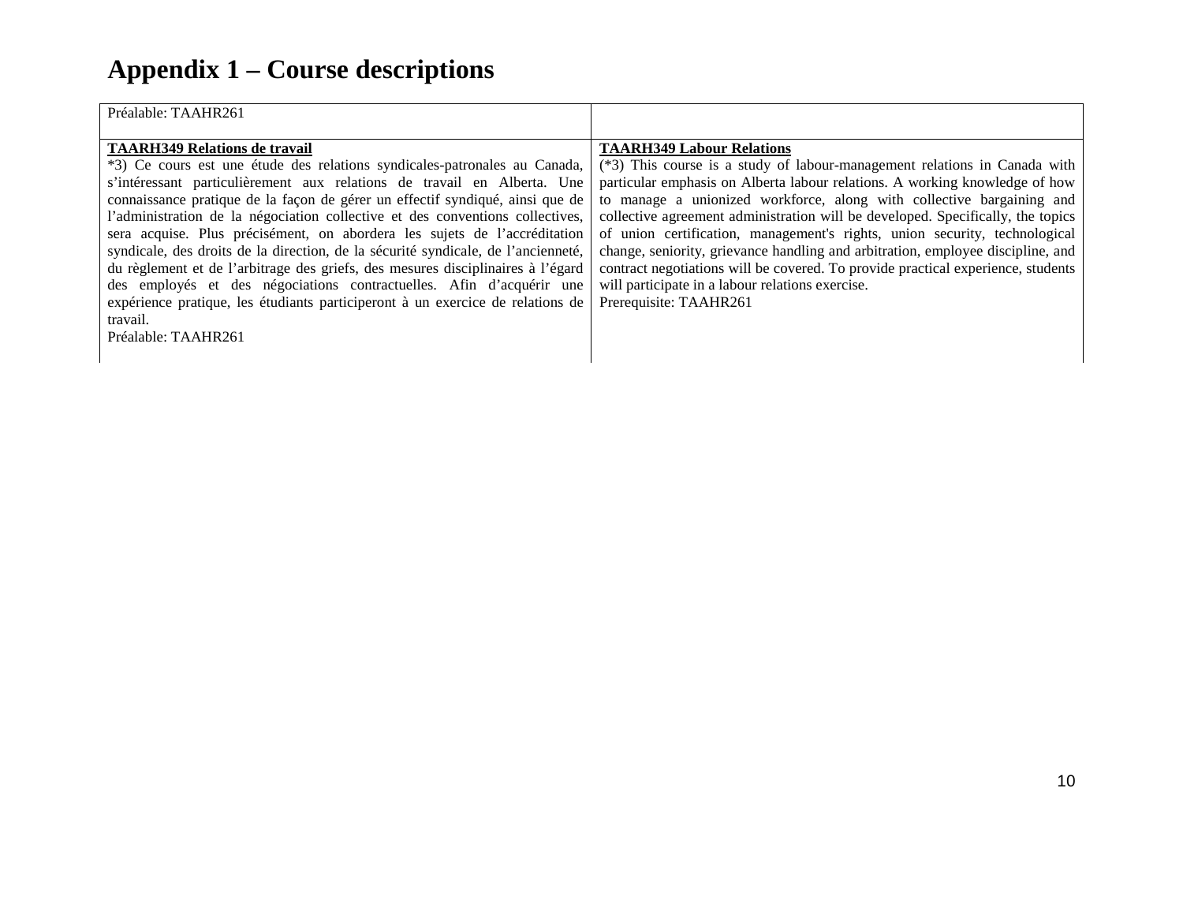# Appendix 1 – Course descriptions

| | |
|---|---|
| Préalable: TAAHR261 | |
| **TAARH349 Relations de travail**<br>*3) Ce cours est une étude des relations syndicales-patronales au Canada, s'intéressant particulièrement aux relations de travail en Alberta. Une connaissance pratique de la façon de gérer un effectif syndiqué, ainsi que de l'administration de la négociation collective et des conventions collectives, sera acquise. Plus précisément, on abordera les sujets de l'accréditation syndicale, des droits de la direction, de la sécurité syndicale, de l'ancienneté, du règlement et de l'arbitrage des griefs, des mesures disciplinaires à l'égard des employés et des négociations contractuelles. Afin d'acquérir une expérience pratique, les étudiants participeront à un exercice de relations de travail.<br>Préalable: TAAHR261 | **TAARH349 Labour Relations**<br>(*3) This course is a study of labour-management relations in Canada with particular emphasis on Alberta labour relations. A working knowledge of how to manage a unionized workforce, along with collective bargaining and collective agreement administration will be developed. Specifically, the topics of union certification, management's rights, union security, technological change, seniority, grievance handling and arbitration, employee discipline, and contract negotiations will be covered. To provide practical experience, students will participate in a labour relations exercise.<br>Prerequisite: TAAHR261 |